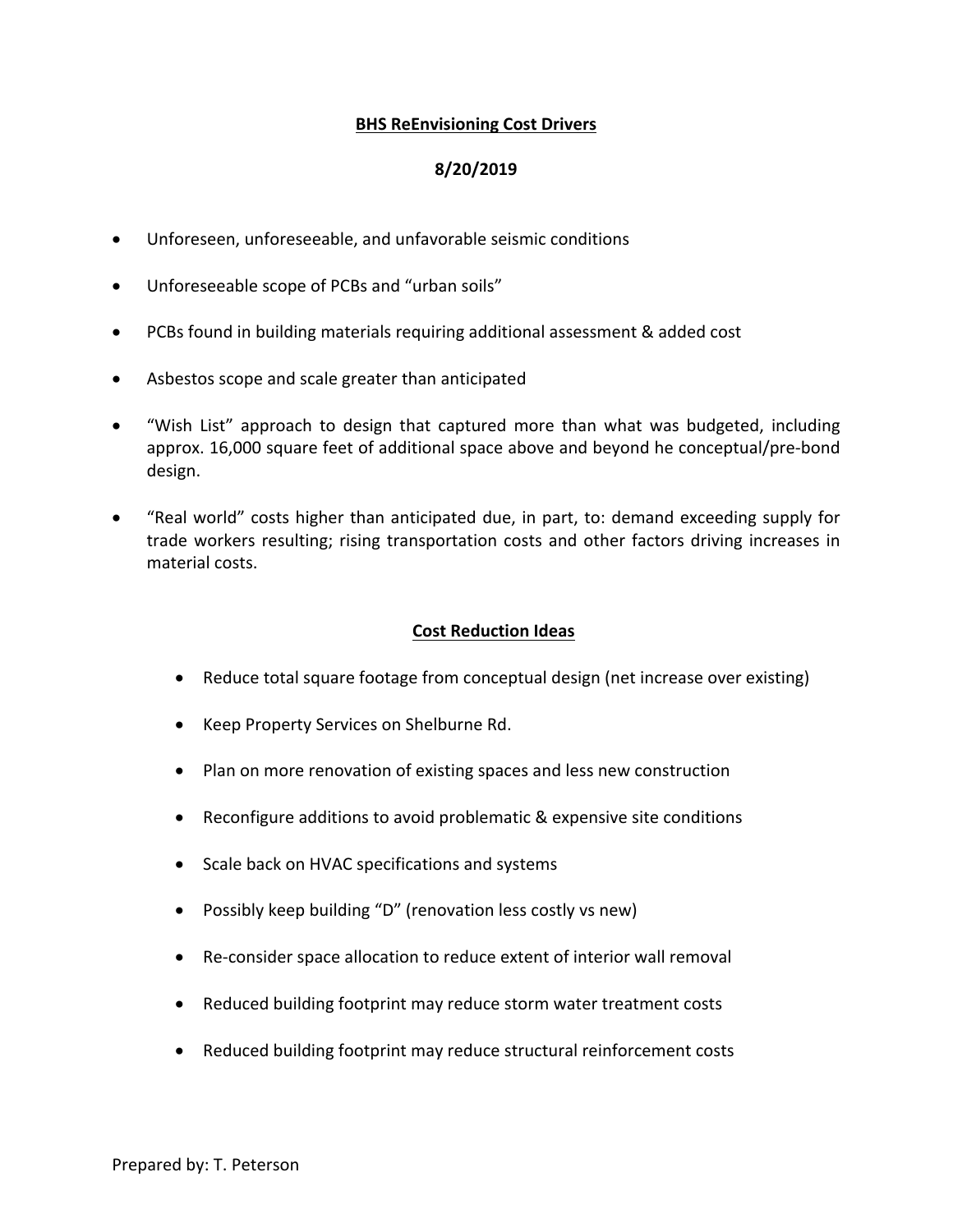# BHS ReEnvisioning Cost Drivers

**8/20/2019**

- Unforeseen, unforeseeable, and unfavorable seismic conditions
- Unforeseeable scope of PCBs and "urban soils"
- PCBs found in building materials requiring additional assessment & added cost
- Asbestos scope and scale greater than anticipated
- "Wish List" approach to design that captured more than what was budgeted, including approx. 16,000 square feet of additional space above and beyond he conceptual/pre-bond design.
- "Real world" costs higher than anticipated due, in part, to: demand exceeding supply for trade workers resulting; rising transportation costs and other factors driving increases in material costs.

## Cost Reduction Ideas

- Reduce total square footage from conceptual design (net increase over existing)
- Keep Property Services on Shelburne Rd.
- Plan on more renovation of existing spaces and less new construction
- Reconfigure additions to avoid problematic & expensive site conditions
- Scale back on HVAC specifications and systems
- Possibly keep building "D" (renovation less costly vs new)
- Re-consider space allocation to reduce extent of interior wall removal
- Reduced building footprint may reduce storm water treatment costs
- Reduced building footprint may reduce structural reinforcement costs

Prepared by: T. Peterson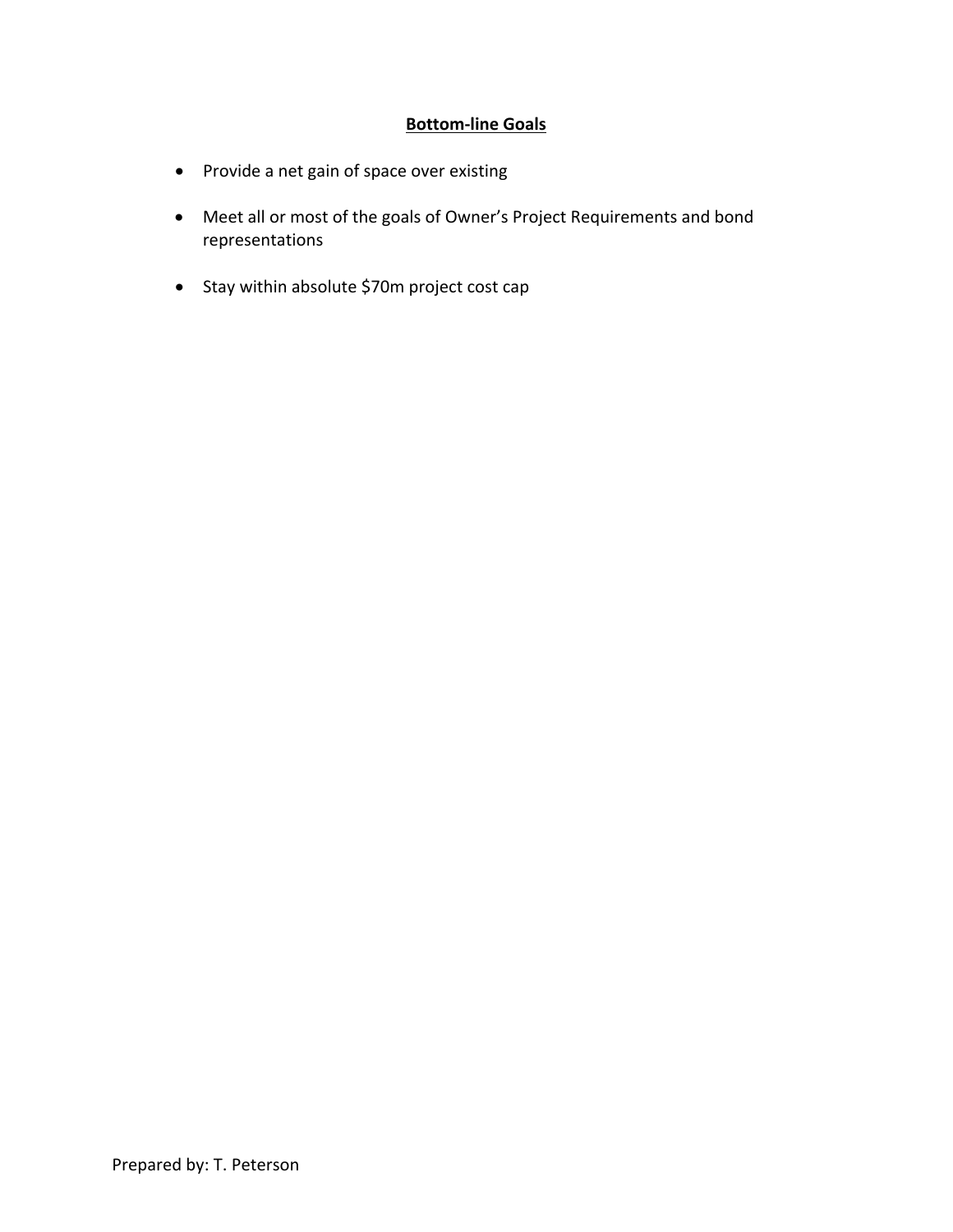## Bottom-line Goals

- Provide a net gain of space over existing
- Meet all or most of the goals of Owner's Project Requirements and bond representations
- Stay within absolute $70m project cost cap

Prepared by: T. Peterson